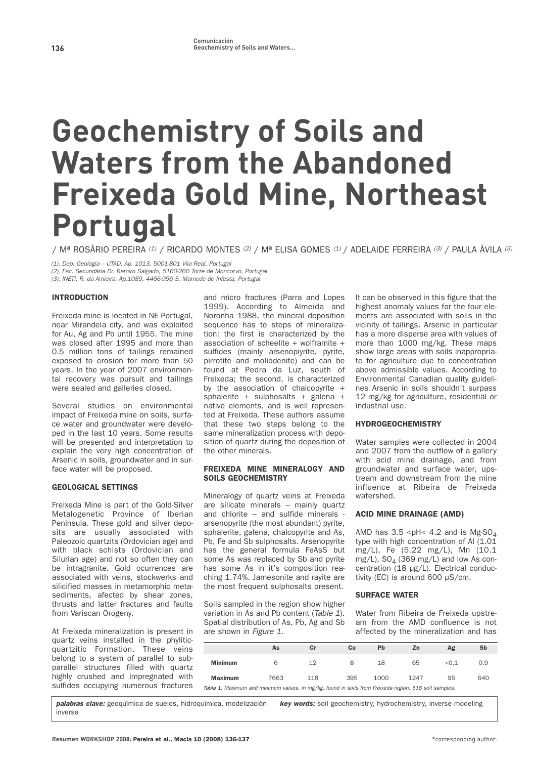# Geochemistry of Soils and Waters from the Abandoned Freixeda Gold Mine, Northeast Portugal

/ Mª ROSÁRIO PEREIRA [(1)] / RICARDO MONTES [(2)] / Mª ELISA GOMES [(1)] / ADELAIDE FERREIRA [(3)] / PAULA ÁVILA [(3)]

*(1). Dep. Geologia – UTAD, Ap. 1013, 5001-801 Vila Real, Portugal*
*(2). Esc. Secundária Dr. Ramiro Salgado, 5160-260 Torre de Moncorvo, Portugal*
*(3). INETI, R. da Amieira, Ap.1089, 4466-956 S. Mamede de Infesta, Portugal*

## INTRODUCTION

Freixeda mine is located in NE Portugal, near Mirandela city, and was exploited for Au, Ag and Pb until 1955. The mine was closed after 1995 and more than 0.5 million tons of tailings remained exposed to erosion for more than 50 years. In the year of 2007 environmental recovery was pursuit and tailings were sealed and galleries closed.

Several studies on environmental impact of Freixeda mine on soils, surface water and groundwater were developed in the last 10 years. Some results will be presented and interpretation to explain the very high concentration of Arsenic in soils, groundwater and in surface water will be proposed.

## GEOLOGICAL SETTINGS

Freixeda Mine is part of the Gold-Silver Metalogenetic Province of Iberian Peninsula. These gold and silver deposits are usually associated with Paleozoic quartzits (Ordovician age) and with black schists (Ordovician and Silurian age) and not so often they can be intragranite. Gold ocurrences are associated with veins, stockwerks and silicified masses in metamorphic metasediments, afected by shear zones, thrusts and latter fractures and faults from Variscan Orogeny.

At Freixeda mineralization is present in quartz veins installed in the phylitic-quartzitic Formation. These veins belong to a system of parallel to subparallel structures filled with quartz highly crushed and impregnated with sulfides occupying numerous fractures and micro fractures (Parra and Lopes 1999). According to Almeida and Noronha 1988, the mineral deposition sequence has to steps of mineralization: the first is characterized by the association of scheelite + wolframite + sulfides (mainly arsenopyirite, pyrite, pirrotite and molibdenite) and can be found at Pedra da Luz, south of Freixeda; the second, is characterized by the association of chalcopyrite + sphalerite + sulphosalts + galena + native elements, and is well represented at Freixeda. These authors assume that these two steps belong to the same mineralization process with deposition of quartz during the deposition of the other minerals.

## FREIXEDA MINE MINERALOGY AND SOILS GEOCHEMISTRY

Mineralogy of quartz veins at Freixeda are silicate minerals – mainly quartz and chlorite – and sulfide minerals - arsenopyrite (the most abundant) pyrite, sphalerite, galena, chalcopyrite and As, Pb, Fe and Sb sulphosalts. Arsenopyrite has the general formula FeAsS but some As was replaced by Sb and pyrite has some As in it's composition reaching 1.74%. Jamesonite and rayite are the most frequent sulphosalts present.

Soils sampled in the region show higher variation in As and Pb content (*Table 1*). Spatial distribution of As, Pb, Ag and Sb are shown in *Figure 1*.

|  | As | Cr | Cu | Pb | Zn | Ag | Sb |
|---|---|---|---|---|---|---|---|
| **Minimum** | 6 | 12 | 8 | 18 | 65 | <0,1 | 0.9 |
| **Maximum** | 7663 | 118 | 395 | 1000 | 1247 | 95 | 640 |

*Tabla 1. Maximum and minimum values, in mg/kg, found in soils from Freixeda region. 516 soil samples.*

It can be observed in this figure that the highest anomaly values for the four elements are associated with soils in the vicinity of tailings. Arsenic in particular has a more disperse area with values of more than 1000 mg/kg. These maps show large areas with soils inappropriate for agriculture due to concentration above admissible values. According to Environmental Canadian quality guidelines Arsenic in soils shouldn't surpass 12 mg/kg for agriculture, residential or industrial use.

## HYDROGEOCHEMISTRY

Water samples were collected in 2004 and 2007 from the outflow of a gallery with acid mine drainage, and from groundwater and surface water, upstream and downstream from the mine influence at Ribeira de Freixeda watershed.

### ACID MINE DRAINAGE (AMD)

AMD has 3.5 <pH< 4.2 and is Mg-$SO_4$ type with high concentration of Al (1.01 mg/L), Fe (5.22 mg/L), Mn (10.1 mg/L), $SO_4$ (369 mg/L) and low As concentration (18 µg/L). Electrical conductivity (EC) is around 600 µS/cm.

### SURFACE WATER

Water from Ribeira de Freixeda upstream from the AMD confluence is not affected by the mineralization and has

**palabras clave:** geoquímica de suelos, hidroquímica, modelización inversa

**key words:** soil geochemistry, hydrochemistry, inverse modeling

*corresponding author: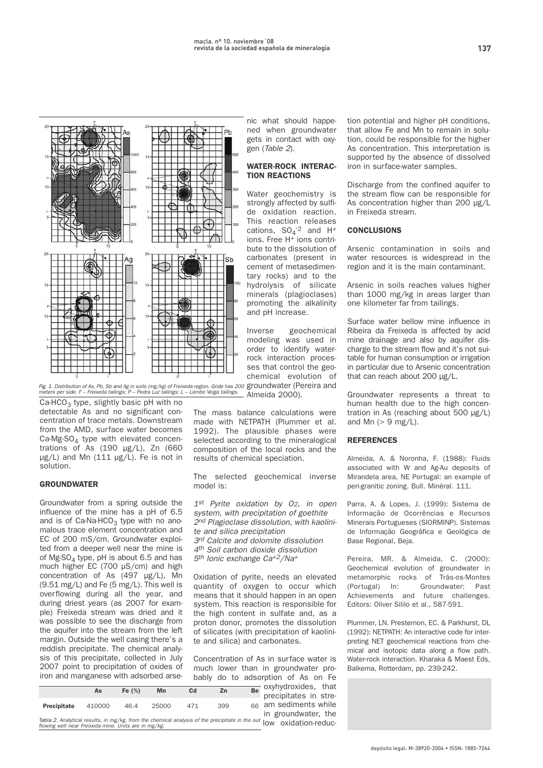Fig. 1. Distribution of As, Pb, Sb and Ag in soils (mg/kg) of Freixeda region. Gride has 200 meters per side. F – Freixeda tailings; P – Pedra Luz tailings; L – Lombo Veiga tailings.

$Ca\text{-}HCO_3$ type, slightly basic pH with no detectable As and no significant concentration of trace metals. Downstream from the AMD, surface water becomes $Ca\text{-}Mg\text{-}SO_4$ type with elevated concentrations of As (190 µg/L), Zn (660 µg/L) and Mn (111 µg/L). Fe is not in solution.

## GROUNDWATER

Groundwater from a spring outside the influence of the mine has a pH of 6.5 and is of $Ca\text{-}Na\text{-}HCO_3$ type with no anomalous trace element concentration and EC of 200 mS/cm. Groundwater exploited from a deeper well near the mine is of $Mg\text{-}SO_4$ type, pH is about 6.5 and has much higher EC (700 µS/cm) and high concentration of As (497 µg/L), Mn (9.51 mg/L) and Fe (5 mg/L). This well is overflowing during all the year, and during driest years (as 2007 for example) Freixeda stream was dried and it was possible to see the discharge from the aquifer into the stream from the left margin. Outside the well casing there's a reddish precipitate. The chemical analysis of this precipitate, collected in July 2007 point to precipitation of oxides of iron and manganese with adsorbed arsenic what should happened when groundwater gets in contact with oxygen (*Table 2*).

| | As | Fe (%) | Mn | Cd | Zn | Be |
|---|---|---|---|---|---|---|
| **Precipitate** | 410000 | 46.4 | 25000 | 471 | 399 | 66 |

*Tabla 2. Analytical results, in mg/kg, from the chemical analysis of the precipitate in the out flowing well near Freixeda mine. Units are in mg/kg.*

## WATER-ROCK INTERACTION REACTIONS

Water geochemistry is strongly affected by sulfide oxidation reaction. This reaction releases cations, $SO_4^{-2}$ and $H^+$ ions. Free $H^+$ ions contribute to the dissolution of carbonates (present in cement of metasedimentary rocks) and to the hydrolysis of silicate minerals (plagioclases) promoting the alkalinity and pH increase.

Inverse geochemical modeling was used in order to identify water-rock interaction processes that control the geochemical evolution of groundwater (Pereira and Almeida 2000).

The mass balance calculations were made with NETPATH (Plummer et al. 1992). The plausible phases were selected according to the mineralogical composition of the local rocks and the results of chemical speciation.

The selected geochemical inverse model is:

*1st Pyrite oxidation by $O_2$, in open system, with precipitation of goethite*
*2nd Plagioclase dissolution, with kaolinite and silica precipitation*
*3rd Calcite and dolomite dissolution*
*4th Soil carbon dioxide dissolution*
*5th Ionic exchange $Ca^{+2}/Na^+$*

Oxidation of pyrite, needs an elevated quantity of oxygen to occur which means that it should happen in an open system. This reaction is responsible for the high content in sulfate and, as a proton donor, promotes the dissolution of silicates (with precipitation of kaolinite and silica) and carbonates.

Concentration of As in surface water is much lower than in groundwater probably do to adsorption of As on Fe oxyhydroxides, that precipitates in stream sediments while in groundwater, the low oxidation-reduction potential and higher pH conditions, that allow Fe and Mn to remain in solution, could be responsible for the higher As concentration. This interpretation is supported by the absence of dissolved iron in surface-water samples.

Discharge from the confined aquifer to the stream flow can be responsible for As concentration higher than 200 µg/L in Freixeda stream.

## CONCLUSIONS

Arsenic contamination in soils and water resources is widespread in the region and it is the main contaminant.

Arsenic in soils reaches values higher than 1000 mg/kg in areas larger than one kilometer far from tailings.

Surface water bellow mine influence in Ribeira da Freixeda is affected by acid mine drainage and also by aquifer discharge to the stream flow and it's not suitable for human consumption or irrigation in particular due to Arsenic concentration that can reach about 200 µg/L.

Groundwater represents a threat to human health due to the high concentration in As (reaching about 500 µg/L) and Mn (> 9 mg/L).

## REFERENCES

Almeida, A. & Noronha, F. (1988): Fluids associated with W and Ag-Au deposits of Mirandela area, NE Portugal: an example of peri-granitic zoning. Bull. Minéral. 111.

Parra, A. & Lopes, J. (1999): Sistema de Informação de Ocorrências e Recursos Minerais Portugueses (SIORMINP). Sistemas de Informação Geográfica e Geológica de Base Regional, Beja.

Pereira, MR. & Almeida, C. (2000): Geochemical evolution of groundwater in metamorphic rocks of Trás-os-Montes (Portugal) In: Groundwater: Past Achievements and future challenges. Editors: Oliver Sililo et al., 587-591.

Plummer, LN. Prestemon, EC. & Parkhurst, DL (1992): NETPATH: An interactive code for interpreting NET geochemical reactions from chemical and isotopic data along a flow path. Water-rock interaction. Kharaka & Maest Eds, Balkema, Rotterdam, pp. 239-242.